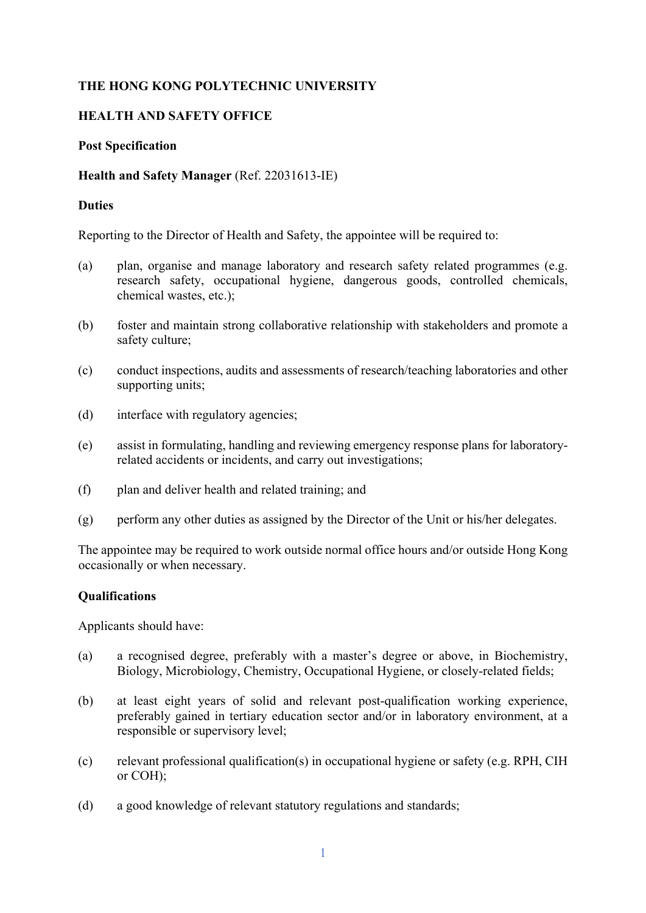**THE HONG KONG POLYTECHNIC UNIVERSITY**

**HEALTH AND SAFETY OFFICE**

**Post Specification**

**Health and Safety Manager** (Ref. 22031613-IE)

**Duties**

Reporting to the Director of Health and Safety, the appointee will be required to:

(a) plan, organise and manage laboratory and research safety related programmes (e.g. research safety, occupational hygiene, dangerous goods, controlled chemicals, chemical wastes, etc.);

(b) foster and maintain strong collaborative relationship with stakeholders and promote a safety culture;

(c) conduct inspections, audits and assessments of research/teaching laboratories and other supporting units;

(d) interface with regulatory agencies;

(e) assist in formulating, handling and reviewing emergency response plans for laboratory-related accidents or incidents, and carry out investigations;

(f) plan and deliver health and related training; and

(g) perform any other duties as assigned by the Director of the Unit or his/her delegates.

The appointee may be required to work outside normal office hours and/or outside Hong Kong occasionally or when necessary.

**Qualifications**

Applicants should have:

(a) a recognised degree, preferably with a master's degree or above, in Biochemistry, Biology, Microbiology, Chemistry, Occupational Hygiene, or closely-related fields;

(b) at least eight years of solid and relevant post-qualification working experience, preferably gained in tertiary education sector and/or in laboratory environment, at a responsible or supervisory level;

(c) relevant professional qualification(s) in occupational hygiene or safety (e.g. RPH, CIH or COH);

(d) a good knowledge of relevant statutory regulations and standards;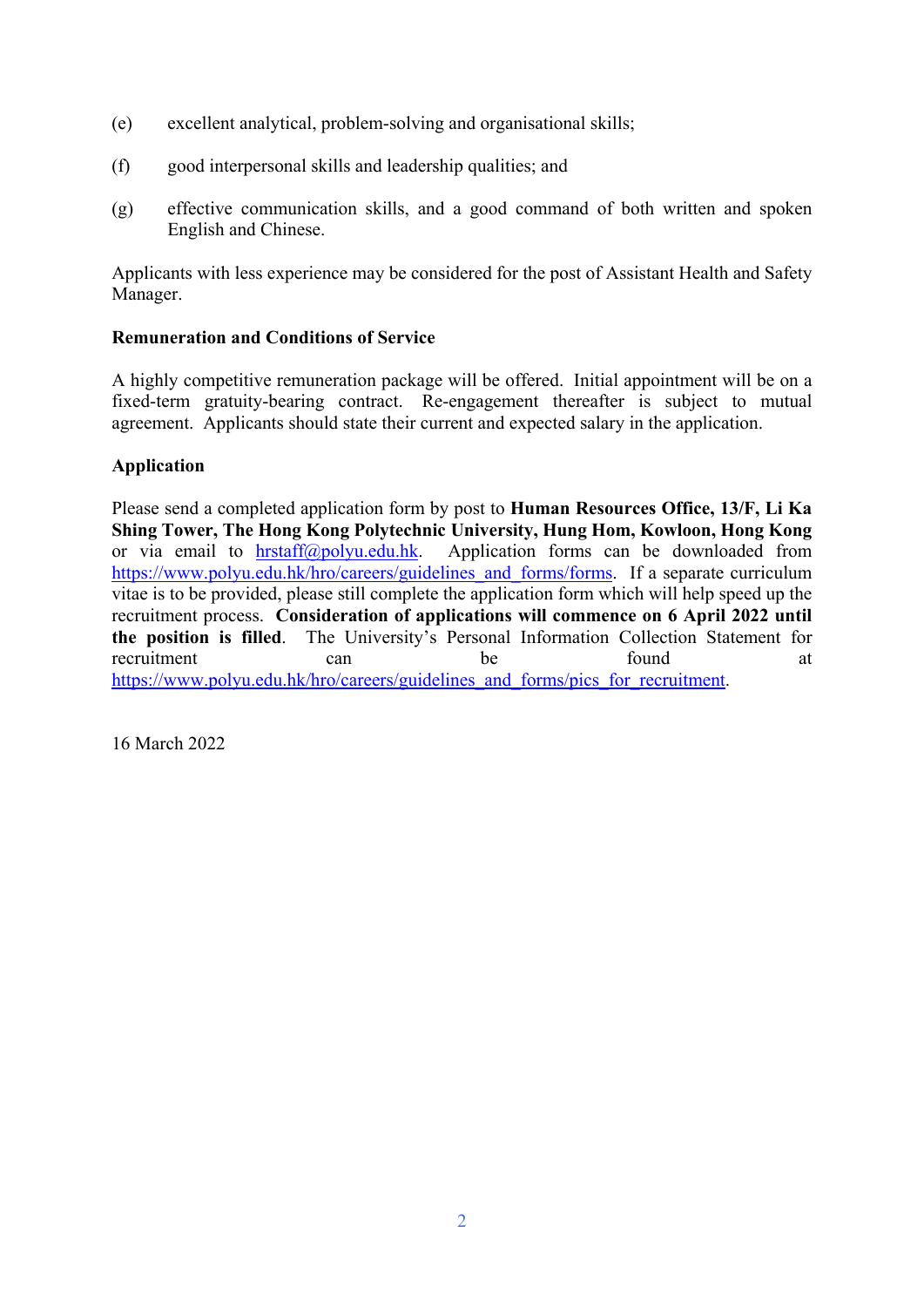(e) excellent analytical, problem-solving and organisational skills;

(f) good interpersonal skills and leadership qualities; and

(g) effective communication skills, and a good command of both written and spoken English and Chinese.

Applicants with less experience may be considered for the post of Assistant Health and Safety Manager.

**Remuneration and Conditions of Service**

A highly competitive remuneration package will be offered. Initial appointment will be on a fixed-term gratuity-bearing contract. Re-engagement thereafter is subject to mutual agreement. Applicants should state their current and expected salary in the application.

**Application**

Please send a completed application form by post to **Human Resources Office, 13/F, Li Ka Shing Tower, The Hong Kong Polytechnic University, Hung Hom, Kowloon, Hong Kong** or via email to [hrstaff@polyu.edu.hk](mailto:hrstaff@polyu.edu.hk). Application forms can be downloaded from [https://www.polyu.edu.hk/hro/careers/guidelines_and_forms/forms](https://www.polyu.edu.hk/hro/careers/guidelines_and_forms/forms). If a separate curriculum vitae is to be provided, please still complete the application form which will help speed up the recruitment process. **Consideration of applications will commence on 6 April 2022 until the position is filled**. The University's Personal Information Collection Statement for recruitment can be found at [https://www.polyu.edu.hk/hro/careers/guidelines_and_forms/pics_for_recruitment](https://www.polyu.edu.hk/hro/careers/guidelines_and_forms/pics_for_recruitment).

16 March 2022